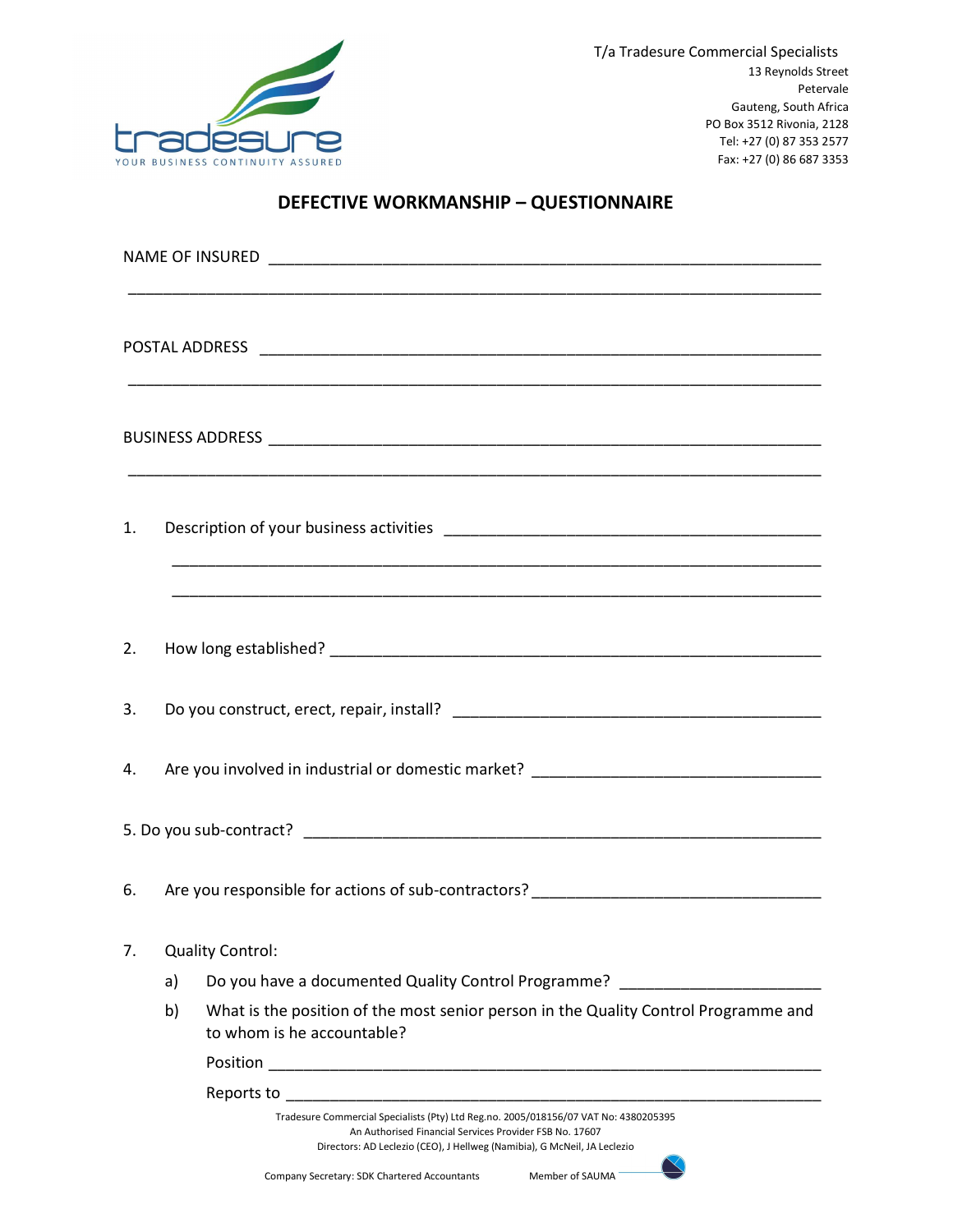T/a Tradesure Commercial Specialists
13 Reynolds Street
Petervale
Gauteng, South Africa
PO Box 3512 Rivonia, 2128
Tel: +27 (0) 87 353 2577
Fax: +27 (0) 86 687 3353

## DEFECTIVE WORKMANSHIP – QUESTIONNAIRE

NAME OF INSURED ____________________________________________________________

____________________________________________________________________________

POSTAL ADDRESS ____________________________________________________________

____________________________________________________________________________

BUSINESS ADDRESS __________________________________________________________

____________________________________________________________________________

1. Description of your business activities ___________________________________________

   ____________________________________________________________________________

   ____________________________________________________________________________

2. How long established? ______________________________________________________

3. Do you construct, erect, repair, install? ________________________________________

4. Are you involved in industrial or domestic market? _____________________________

5. Do you sub-contract? _______________________________________________________

6. Are you responsible for actions of sub-contractors? ______________________________

7. Quality Control:

   a) Do you have a documented Quality Control Programme? _____________________

   b) What is the position of the most senior person in the Quality Control Programme and to whom is he accountable?

      Position ______________________________________________________________

      Reports to ____________________________________________________________

Tradesure Commercial Specialists (Pty) Ltd Reg.no. 2005/018156/07 VAT No: 4380205395
An Authorised Financial Services Provider FSB No. 17607
Directors: AD Leclezio (CEO), J Hellweg (Namibia), G McNeil, JA Leclezio

Company Secretary: SDK Chartered Accountants Member of SAUMA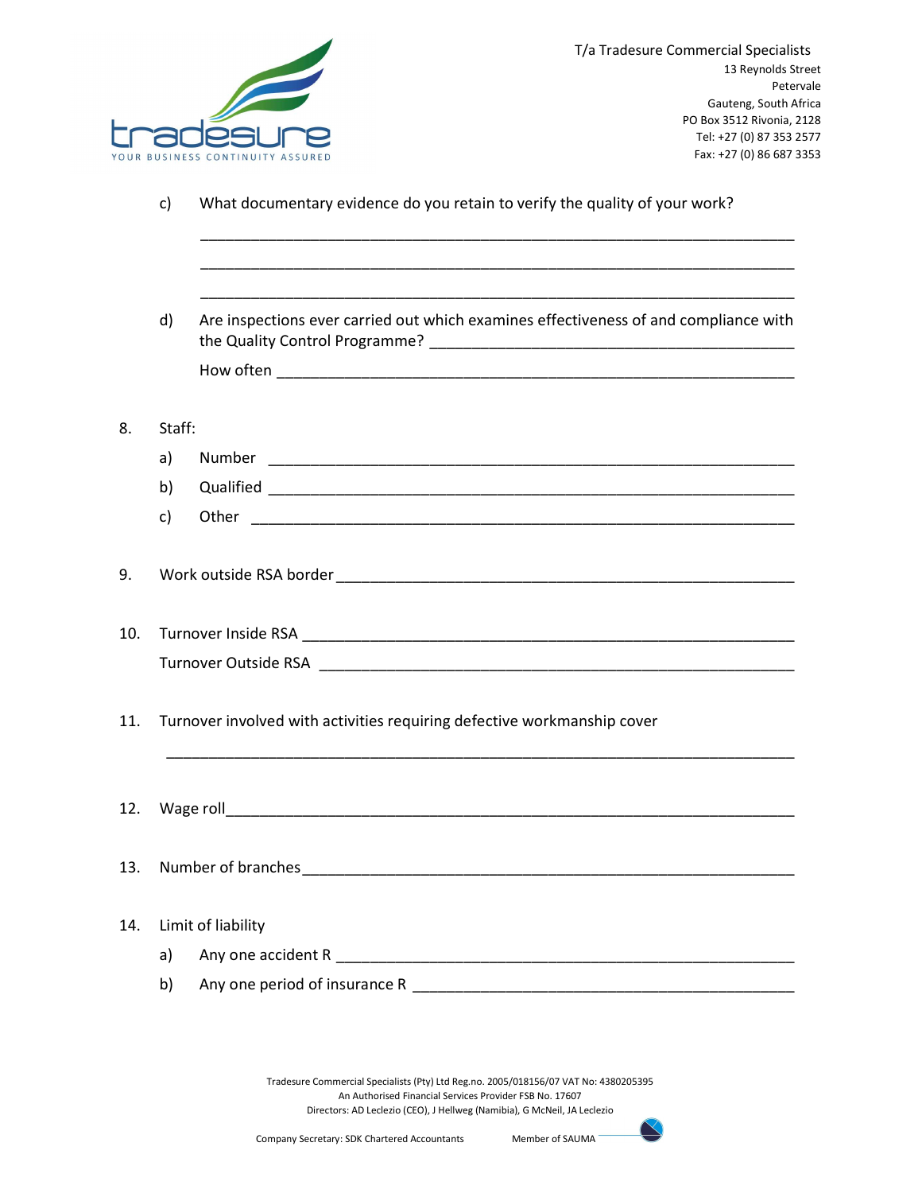c) What documentary evidence do you retain to verify the quality of your work?

___________________________________________________________________________

___________________________________________________________________________

___________________________________________________________________________

d) Are inspections ever carried out which examines effectiveness of and compliance with the Quality Control Programme? ____________________________________________

How often ____________________________________________________________

8. Staff:

a) Number ___________________________________________________________

b) Qualified __________________________________________________________

c) Other _____________________________________________________________

9. Work outside RSA border _________________________________________________

10. Turnover Inside RSA ___________________________________________________

Turnover Outside RSA ___________________________________________________

11. Turnover involved with activities requiring defective workmanship cover

___________________________________________________________________________

12. Wage roll____________________________________________________________

13. Number of branches ____________________________________________________

14. Limit of liability

a) Any one accident R ____________________________________________________

b) Any one period of insurance R ___________________________________________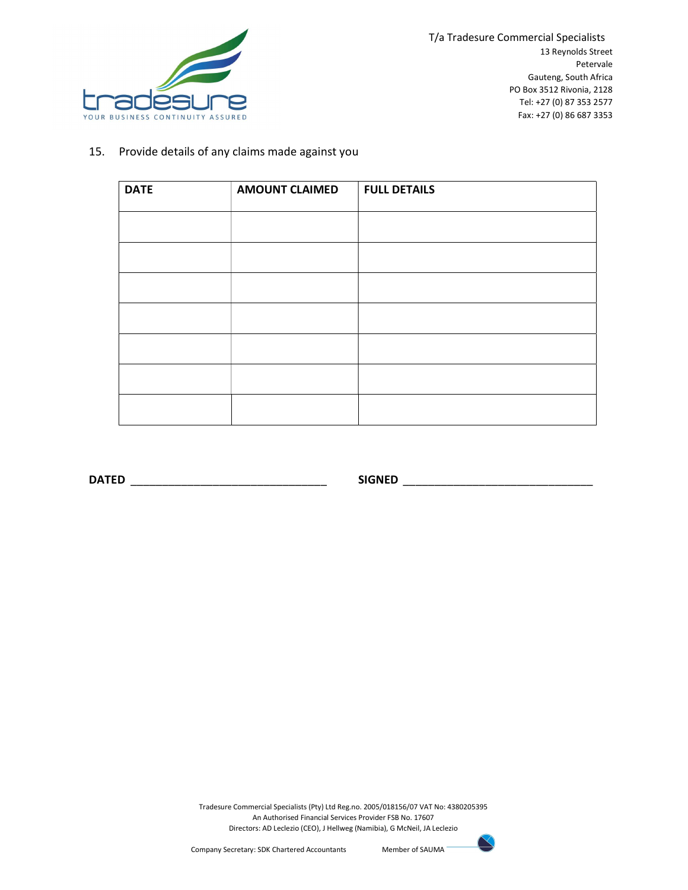T/a Tradesure Commercial Specialists
13 Reynolds Street
Petervale
Gauteng, South Africa
PO Box 3512 Rivonia, 2128
Tel: +27 (0) 87 353 2577
Fax: +27 (0) 86 687 3353

15. Provide details of any claims made against you

| DATE | AMOUNT CLAIMED | FULL DETAILS |
|---|---|---|
| | | |
| | | |
| | | |
| | | |
| | | |
| | | |
| | | |

**DATED** ________________________________ **SIGNED** _______________________________

Tradesure Commercial Specialists (Pty) Ltd Reg.no. 2005/018156/07 VAT No: 4380205395
An Authorised Financial Services Provider FSB No. 17607
Directors: AD Leclezio (CEO), J Hellweg (Namibia), G McNeil, JA Leclezio

Company Secretary: SDK Chartered Accountants Member of SAUMA